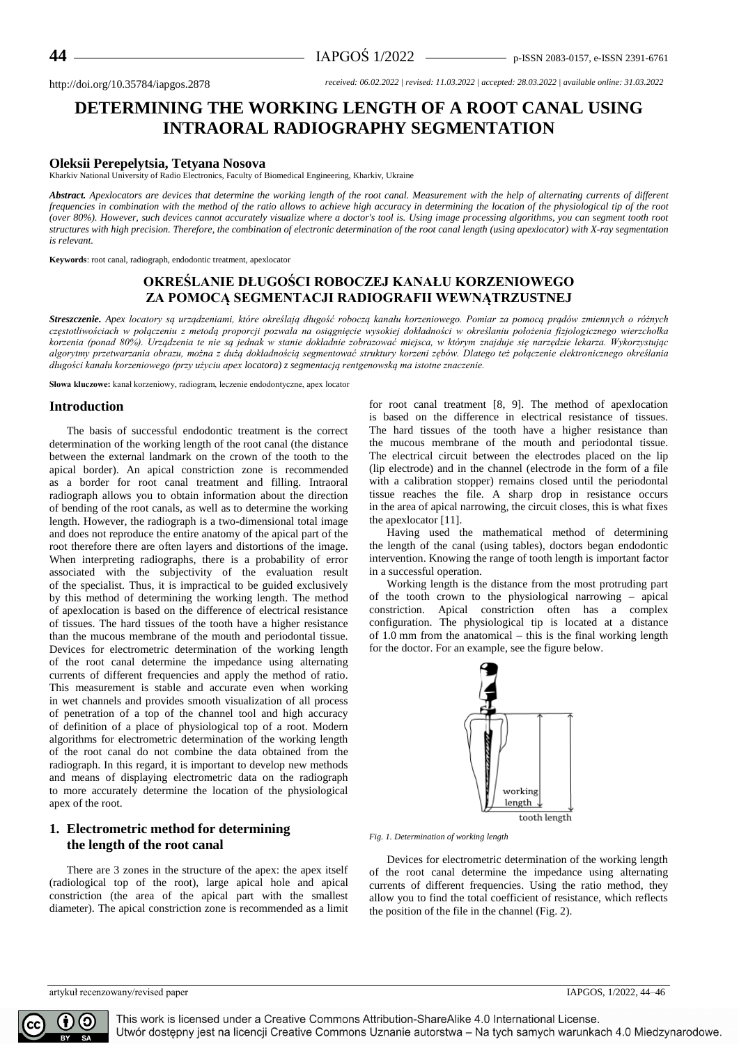http://doi.org/10.35784/iapgos.2878

*received: 06.02.2022 | revised: 11.03.2022 | accepted: 28.03.2022 | available online: 31.03.2022*

# DETERMINING THE WORKING LENGTH OF A ROOT CANAL USING INTRAORAL RADIOGRAPHY SEGMENTATION

**Oleksii Perepelytsia, Tetyana Nosova**

Kharkiv National University of Radio Electronics, Faculty of Biomedical Engineering, Kharkiv, Ukraine

***Abstract.*** *Apexlocators are devices that determine the working length of the root canal. Measurement with the help of alternating currents of different frequencies in combination with the method of the ratio allows to achieve high accuracy in determining the location of the physiological tip of the root (over 80%). However, such devices cannot accurately visualize where a doctor's tool is. Using image processing algorithms, you can segment tooth root structures with high precision. Therefore, the combination of electronic determination of the root canal length (using apexlocator) with X-ray segmentation is relevant.*

**Keywords**: root canal, radiograph, endodontic treatment, apexlocator

## OKREŚLANIE DŁUGOŚCI ROBOCZEJ KANAŁU KORZENIOWEGO ZA POMOCĄ SEGMENTACJI RADIOGRAFII WEWNĄTRZUSTNEJ

***Streszczenie.*** *Apex locatory są urządzeniami, które określają długość roboczą kanału korzeniowego. Pomiar za pomocą prądów zmiennych o różnych częstotliwościach w połączeniu z metodą proporcji pozwala na osiągnięcie wysokiej dokładności w określaniu położenia fizjologicznego wierzchołka korzenia (ponad 80%). Urządzenia te nie są jednak w stanie dokładnie zobrazować miejsca, w którym znajduje się narzędzie lekarza. Wykorzystując algorytmy przetwarzania obrazu, można z dużą dokładnością segmentować struktury korzeni zębów. Dlatego też połączenie elektronicznego określania długości kanału korzeniowego (przy użyciu apex locatora) z segmentacją rentgenowską ma istotne znaczenie.*

**Słowa kluczowe:** kanał korzeniowy, radiogram, leczenie endodontyczne, apex locator

## Introduction

The basis of successful endodontic treatment is the correct determination of the working length of the root canal (the distance between the external landmark on the crown of the tooth to the apical border). An apical constriction zone is recommended as a border for root canal treatment and filling. Intraoral radiograph allows you to obtain information about the direction of bending of the root canals, as well as to determine the working length. However, the radiograph is a two-dimensional total image and does not reproduce the entire anatomy of the apical part of the root therefore there are often layers and distortions of the image. When interpreting radiographs, there is a probability of error associated with the subjectivity of the evaluation result of the specialist. Thus, it is impractical to be guided exclusively by this method of determining the working length. The method of apexlocation is based on the difference of electrical resistance of tissues. The hard tissues of the tooth have a higher resistance than the mucous membrane of the mouth and periodontal tissue. Devices for electrometric determination of the working length of the root canal determine the impedance using alternating currents of different frequencies and apply the method of ratio. This measurement is stable and accurate even when working in wet channels and provides smooth visualization of all process of penetration of a top of the channel tool and high accuracy of definition of a place of physiological top of a root. Modern algorithms for electrometric determination of the working length of the root canal do not combine the data obtained from the radiograph. In this regard, it is important to develop new methods and means of displaying electrometric data on the radiograph to more accurately determine the location of the physiological apex of the root.

## 1. Electrometric method for determining the length of the root canal

There are 3 zones in the structure of the apex: the apex itself (radiological top of the root), large apical hole and apical constriction (the area of the apical part with the smallest diameter). The apical constriction zone is recommended as a limit for root canal treatment [8, 9]. The method of apexlocation is based on the difference in electrical resistance of tissues. The hard tissues of the tooth have a higher resistance than the mucous membrane of the mouth and periodontal tissue. The electrical circuit between the electrodes placed on the lip (lip electrode) and in the channel (electrode in the form of a file with a calibration stopper) remains closed until the periodontal tissue reaches the file. A sharp drop in resistance occurs in the area of apical narrowing, the circuit closes, this is what fixes the apexlocator [11].

Having used the mathematical method of determining the length of the canal (using tables), doctors began endodontic intervention. Knowing the range of tooth length is important factor in a successful operation.

Working length is the distance from the most protruding part of the tooth crown to the physiological narrowing – apical constriction. Apical constriction often has a complex configuration. The physiological tip is located at a distance of 1.0 mm from the anatomical – this is the final working length for the doctor. For an example, see the figure below.

*Fig. 1. Determination of working length*

Devices for electrometric determination of the working length of the root canal determine the impedance using alternating currents of different frequencies. Using the ratio method, they allow you to find the total coefficient of resistance, which reflects the position of the file in the channel (Fig. 2).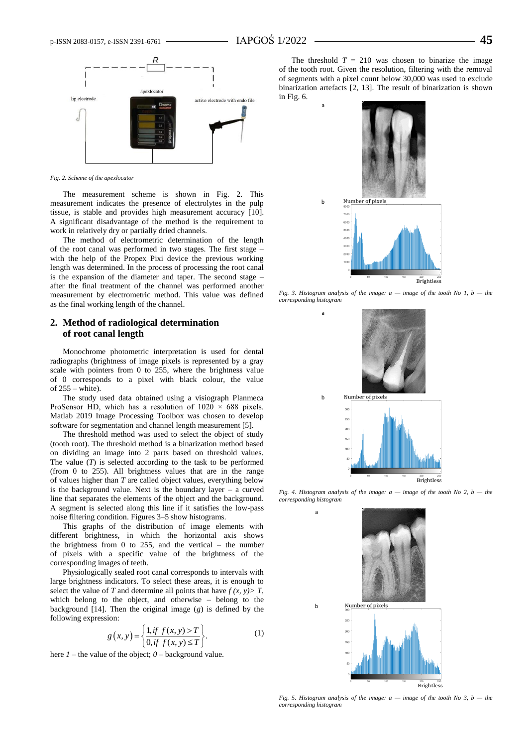Fig. 2. Scheme of the apexlocator

The measurement scheme is shown in Fig. 2. This measurement indicates the presence of electrolytes in the pulp tissue, is stable and provides high measurement accuracy [10]. A significant disadvantage of the method is the requirement to work in relatively dry or partially dried channels.

The method of electrometric determination of the length of the root canal was performed in two stages. The first stage – with the help of the Propex Pixi device the previous working length was determined. In the process of processing the root canal is the expansion of the diameter and taper. The second stage – after the final treatment of the channel was performed another measurement by electrometric method. This value was defined as the final working length of the channel.

## 2. Method of radiological determination of root canal length

Monochrome photometric interpretation is used for dental radiographs (brightness of image pixels is represented by a gray scale with pointers from 0 to 255, where the brightness value of 0 corresponds to a pixel with black colour, the value of 255 – white).

The study used data obtained using a visiograph Planmeca ProSensor HD, which has a resolution of 1020 × 688 pixels. Matlab 2019 Image Processing Toolbox was chosen to develop software for segmentation and channel length measurement [5].

The threshold method was used to select the object of study (tooth root). The threshold method is a binarization method based on dividing an image into 2 parts based on threshold values. The value ($T$) is selected according to the task to be performed (from 0 to 255). All brightness values that are in the range of values higher than $T$ are called object values, everything below is the background value. Next is the boundary layer – a curved line that separates the elements of the object and the background. A segment is selected along this line if it satisfies the low-pass noise filtering condition. Figures 3–5 show histograms.

This graphs of the distribution of image elements with different brightness, in which the horizontal axis shows the brightness from 0 to 255, and the vertical – the number of pixels with a specific value of the brightness of the corresponding images of teeth.

Physiologically sealed root canal corresponds to intervals with large brightness indicators. To select these areas, it is enough to select the value of $T$ and determine all points that have $f(x, y) > T$, which belong to the object, and otherwise – belong to the background [14]. Then the original image ($g$) is defined by the following expression:

$$g(x,y) = \begin{cases} 1, if\ f(x,y) > T \\ 0, if\ f(x,y) \le T \end{cases}. \quad (1)$$

here $1$ – the value of the object; $0$ – background value.

The threshold $T$ = 210 was chosen to binarize the image of the tooth root. Given the resolution, filtering with the removal of segments with a pixel count below 30,000 was used to exclude binarization artefacts [2, 13]. The result of binarization is shown in Fig. 6.

Fig. 3. Histogram analysis of the image: a — image of the tooth No 1, b — the corresponding histogram

Fig. 4. Histogram analysis of the image: a — image of the tooth No 2, b — the corresponding histogram

Fig. 5. Histogram analysis of the image: a — image of the tooth No 3, b — the corresponding histogram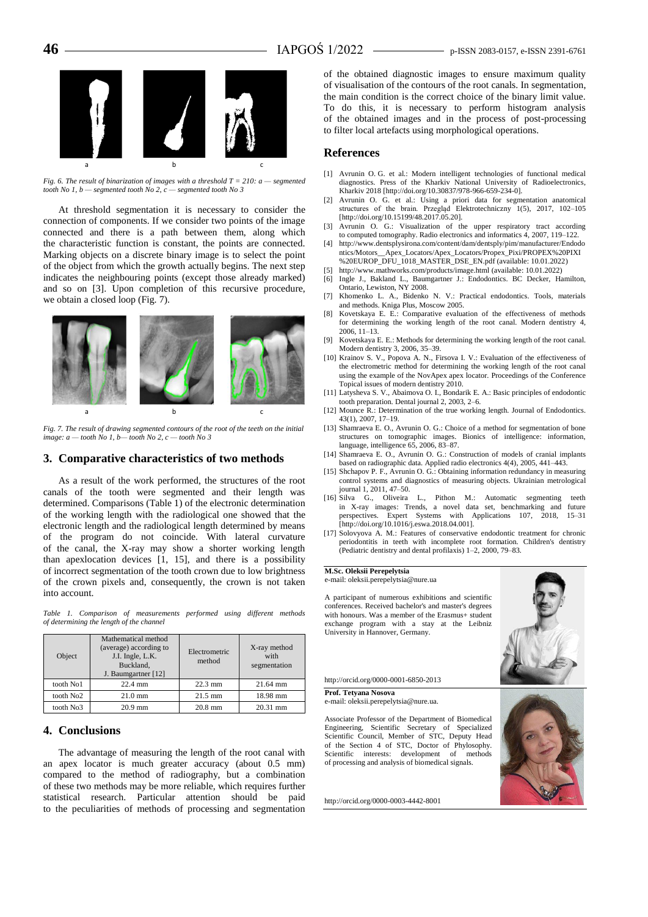Fig. 6. The result of binarization of images with a threshold $T = 210$: a — segmented tooth No 1, b — segmented tooth No 2, c — segmented tooth No 3

At threshold segmentation it is necessary to consider the connection of components. If we consider two points of the image connected and there is a path between them, along which the characteristic function is constant, the points are connected. Marking objects on a discrete binary image is to select the point of the object from which the growth actually begins. The next step indicates the neighbouring points (except those already marked) and so on [3]. Upon completion of this recursive procedure, we obtain a closed loop (Fig. 7).

Fig. 7. The result of drawing segmented contours of the root of the teeth on the initial image: a — tooth No 1, b— tooth No 2, c — tooth No 3

## 3. Comparative characteristics of two methods

As a result of the work performed, the structures of the root canals of the tooth were segmented and their length was determined. Comparisons (Table 1) of the electronic determination of the working length with the radiological one showed that the electronic length and the radiological length determined by means of the program do not coincide. With lateral curvature of the canal, the X-ray may show a shorter working length than apexlocation devices [1, 15], and there is a possibility of incorrect segmentation of the tooth crown due to low brightness of the crown pixels and, consequently, the crown is not taken into account.

*Table 1. Comparison of measurements performed using different methods of determining the length of the channel*

| Object | Mathematical method (average) according to J.I. Ingle, L.K. Buckland, J. Baumgartner [12] | Electrometric method | X-ray method with segmentation |
|---|---|---|---|
| tooth No1 | 22.4 mm | 22.3 mm | 21.64 mm |
| tooth No2 | 21.0 mm | 21.5 mm | 18.98 mm |
| tooth No3 | 20.9 mm | 20.8 mm | 20.31 mm |

## 4. Conclusions

The advantage of measuring the length of the root canal with an apex locator is much greater accuracy (about 0.5 mm) compared to the method of radiography, but a combination of these two methods may be more reliable, which requires further statistical research. Particular attention should be paid to the peculiarities of methods of processing and segmentation of the obtained diagnostic images to ensure maximum quality of visualisation of the contours of the root canals. In segmentation, the main condition is the correct choice of the binary limit value. To do this, it is necessary to perform histogram analysis of the obtained images and in the process of post-processing to filter local artefacts using morphological operations.

## References

[1] Avrunin O. G. et al.: Modern intelligent technologies of functional medical diagnostics. Press of the Kharkiv National University of Radioelectronics, Kharkiv 2018 [http://doi.org/10.30837/978-966-659-234-0].
[2] Avrunin O. G. et al.: Using a priori data for segmentation anatomical structures of the brain. Przegląd Elektrotechniczny 1(5), 2017, 102–105 [http://doi.org/10.15199/48.2017.05.20].
[3] Avrunin O. G.: Visualization of the upper respiratory tract according to computed tomography. Radio electronics and informatics 4, 2007, 119–122.
[4] http://www.dentsplysirona.com/content/dam/dentsply/pim/manufacturer/Endodontics/Motors__Apex_Locators/Apex_Locators/Propex_Pixi/PROPEX%20PIXI%20EUROP_DFU_1018_MASTER_DSE_EN.pdf (available: 10.01.2022)
[5] http://www.mathworks.com/products/image.html (available: 10.01.2022)
[6] Ingle J., Bakland L., Baumgartner J.: Endodontics. BC Decker, Hamilton, Ontario, Lewiston, NY 2008.
[7] Khomenko L. A., Bidenko N. V.: Practical endodontics. Tools, materials and methods. Kniga Plus, Moscow 2005.
[8] Kovetskaya E. E.: Comparative evaluation of the effectiveness of methods for determining the working length of the root canal. Modern dentistry 4, 2006, 11–13.
[9] Kovetskaya E. E.: Methods for determining the working length of the root canal. Modern dentistry 3, 2006, 35–39.
[10] Krainov S. V., Popova A. N., Firsova I. V.: Evaluation of the effectiveness of the electrometric method for determining the working length of the root canal using the example of the NovApex apex locator. Proceedings of the Conference Topical issues of modern dentistry 2010.
[11] Latysheva S. V., Abaimova O. I., Bondarik E. A.: Basic principles of endodontic tooth preparation. Dental journal 2, 2003, 2–6.
[12] Mounce R.: Determination of the true working length. Journal of Endodontics. 43(1), 2007, 17–19.
[13] Shamraeva E. O., Avrunin O. G.: Choice of a method for segmentation of bone structures on tomographic images. Bionics of intelligence: information, language, intelligence 65, 2006, 83–87.
[14] Shamraeva E. O., Avrunin O. G.: Construction of models of cranial implants based on radiographic data. Applied radio electronics 4(4), 2005, 441–443.
[15] Shchapov P. F., Avrunin O. G.: Obtaining information redundancy in measuring control systems and diagnostics of measuring objects. Ukrainian metrological journal 1, 2011, 47–50.
[16] Silva G., Oliveira L., Pithon M.: Automatic segmenting teeth in X-ray images: Trends, a novel data set, benchmarking and future perspectives. Expert Systems with Applications 107, 2018, 15–31 [http://doi.org/10.1016/j.eswa.2018.04.001].
[17] Solovyova A. M.: Features of conservative endodontic treatment for chronic periodontitis in teeth with incomplete root formation. Children's dentistry (Pediatric dentistry and dental profilaxis) 1–2, 2000, 79–83.

**M.Sc. Oleksii Perepelytsia**
e-mail: oleksii.perepelytsia@nure.ua

A participant of numerous exhibitions and scientific conferences. Received bachelor's and master's degrees with honours. Was a member of the Erasmus+ student exchange program with a stay at the Leibniz University in Hannover, Germany.

http://orcid.org/0000-0001-6850-2013

**Prof. Tetyana Nosova**
e-mail: oleksii.perepelytsia@nure.ua.

Associate Professor of the Department of Biomedical Engineering, Scientific Secretary of Specialized Scientific Council, Member of STC, Deputy Head of the Section 4 of STC, Doctor of Phylosophy. Scientific interests: development of methods of processing and analysis of biomedical signals.

http://orcid.org/0000-0003-4442-8001